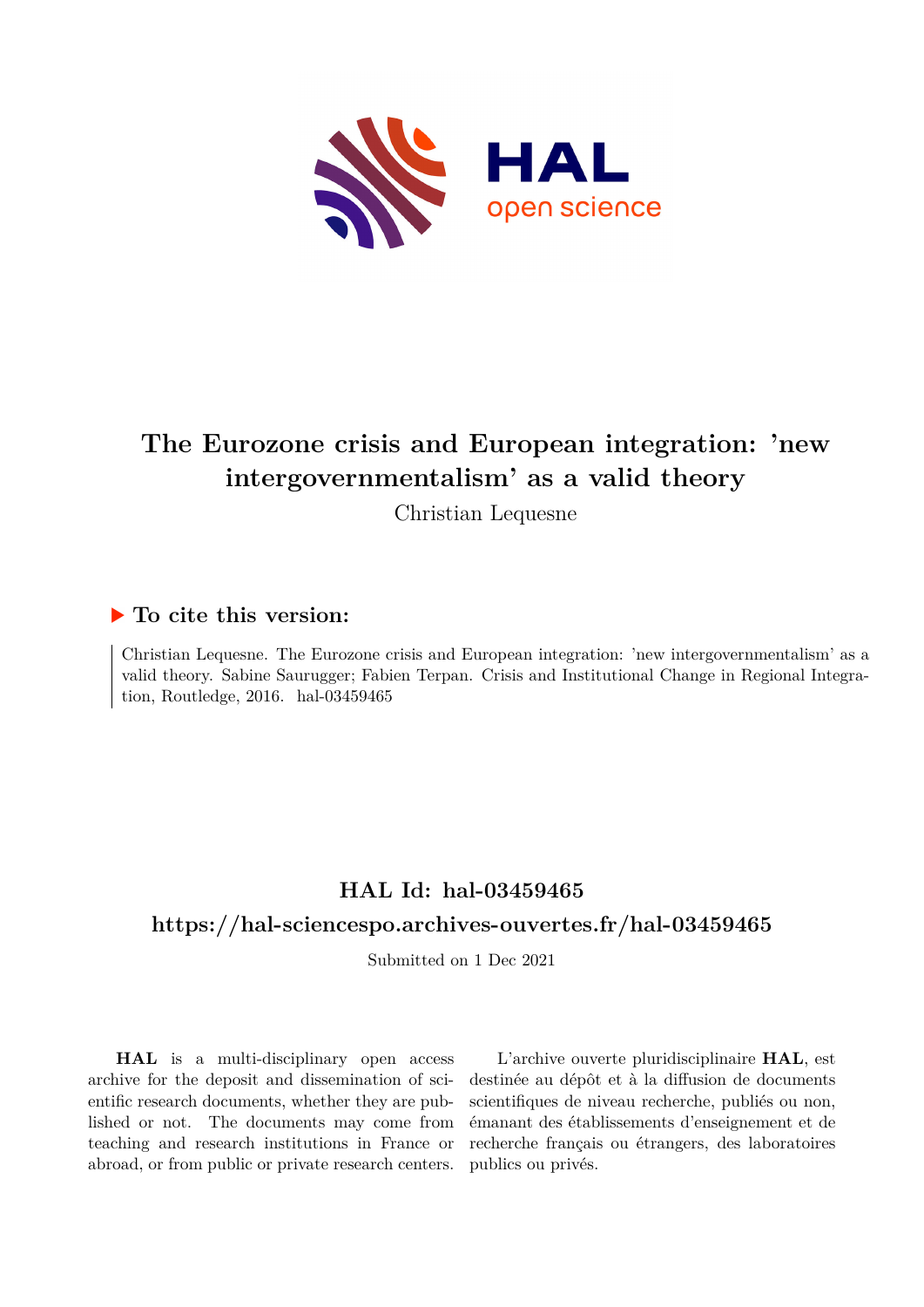# The Eurozone crisis and European integration: 'new intergovernmentalism' as a valid theory

Christian Lequesne

## ▶ To cite this version:

Christian Lequesne. The Eurozone crisis and European integration: 'new intergovernmentalism' as a valid theory. Sabine Saurugger; Fabien Terpan. Crisis and Institutional Change in Regional Integration, Routledge, 2016. hal-03459465

## HAL Id: hal-03459465

## https://hal-sciencespo.archives-ouvertes.fr/hal-03459465

Submitted on 1 Dec 2021

**HAL** is a multi-disciplinary open access archive for the deposit and dissemination of scientific research documents, whether they are published or not. The documents may come from teaching and research institutions in France or abroad, or from public or private research centers.

L'archive ouverte pluridisciplinaire **HAL**, est destinée au dépôt et à la diffusion de documents scientifiques de niveau recherche, publiés ou non, émanant des établissements d'enseignement et de recherche français ou étrangers, des laboratoires publics ou privés.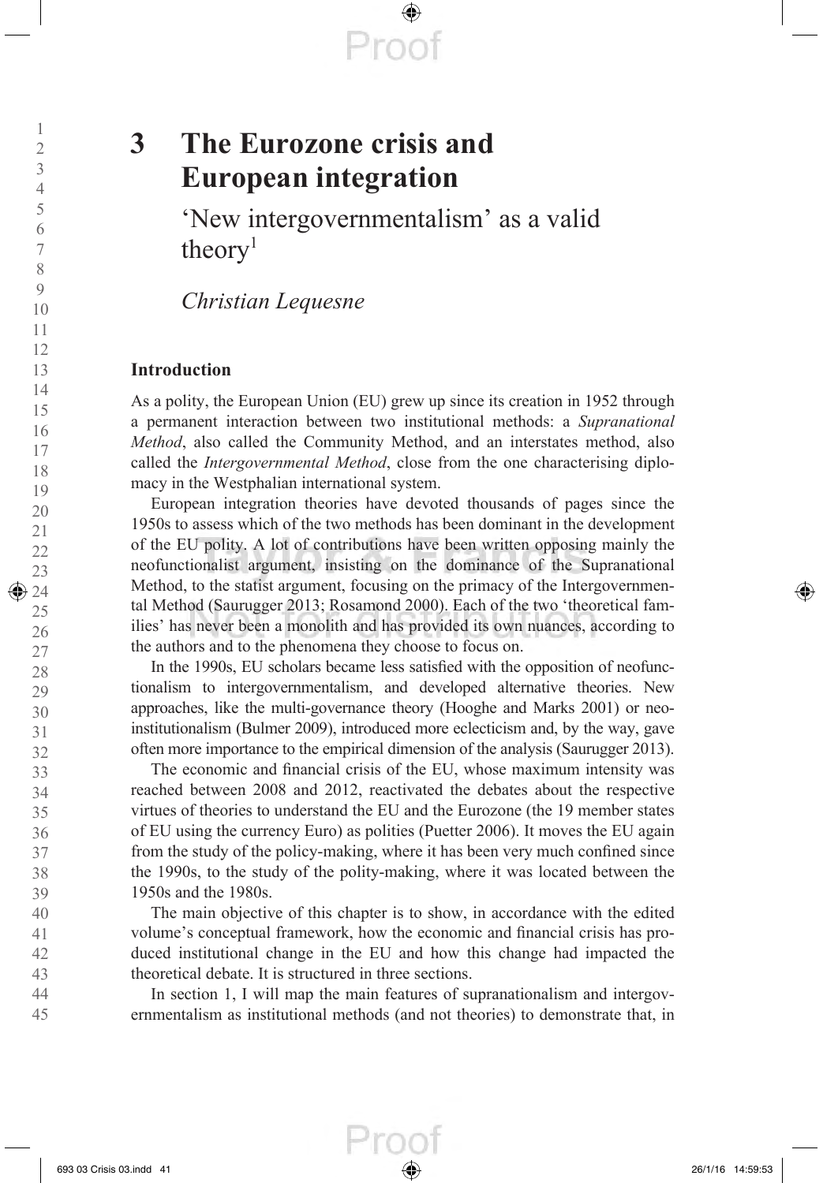# 3 The Eurozone crisis and European integration

## 'New intergovernmentalism' as a valid theory[1]

*Christian Lequesne*

### Introduction

As a polity, the European Union (EU) grew up since its creation in 1952 through a permanent interaction between two institutional methods: a *Supranational Method*, also called the Community Method, and an interstates method, also called the *Intergovernmental Method*, close from the one characterising diplomacy in the Westphalian international system.

European integration theories have devoted thousands of pages since the 1950s to assess which of the two methods has been dominant in the development of the EU polity. A lot of contributions have been written opposing mainly the neofunctionalist argument, insisting on the dominance of the Supranational Method, to the statist argument, focusing on the primacy of the Intergovernmental Method (Saurugger 2013; Rosamond 2000). Each of the two 'theoretical families' has never been a monolith and has provided its own nuances, according to the authors and to the phenomena they choose to focus on.

In the 1990s, EU scholars became less satisfied with the opposition of neofunctionalism to intergovernmentalism, and developed alternative theories. New approaches, like the multi-governance theory (Hooghe and Marks 2001) or neoinstitutionalism (Bulmer 2009), introduced more eclecticism and, by the way, gave often more importance to the empirical dimension of the analysis (Saurugger 2013).

The economic and financial crisis of the EU, whose maximum intensity was reached between 2008 and 2012, reactivated the debates about the respective virtues of theories to understand the EU and the Eurozone (the 19 member states of EU using the currency Euro) as polities (Puetter 2006). It moves the EU again from the study of the policy-making, where it has been very much confined since the 1990s, to the study of the polity-making, where it was located between the 1950s and the 1980s.

The main objective of this chapter is to show, in accordance with the edited volume's conceptual framework, how the economic and financial crisis has produced institutional change in the EU and how this change had impacted the theoretical debate. It is structured in three sections.

In section 1, I will map the main features of supranationalism and intergovernmentalism as institutional methods (and not theories) to demonstrate that, in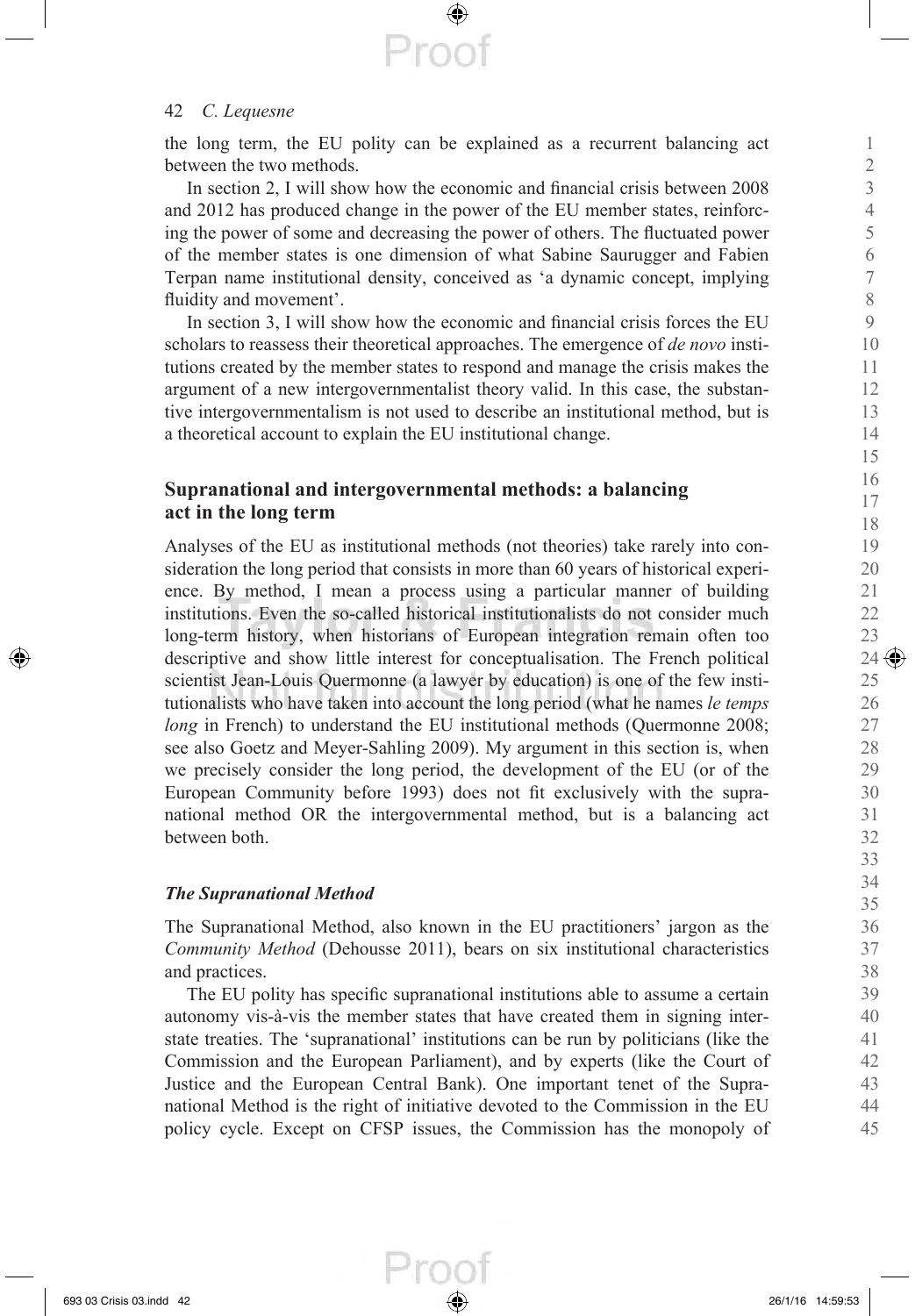the long term, the EU polity can be explained as a recurrent balancing act between the two methods.

In section 2, I will show how the economic and financial crisis between 2008 and 2012 has produced change in the power of the EU member states, reinforcing the power of some and decreasing the power of others. The fluctuated power of the member states is one dimension of what Sabine Saurugger and Fabien Terpan name institutional density, conceived as 'a dynamic concept, implying fluidity and movement'.

In section 3, I will show how the economic and financial crisis forces the EU scholars to reassess their theoretical approaches. The emergence of *de novo* institutions created by the member states to respond and manage the crisis makes the argument of a new intergovernmentalist theory valid. In this case, the substantive intergovernmentalism is not used to describe an institutional method, but is a theoretical account to explain the EU institutional change.

## Supranational and intergovernmental methods: a balancing act in the long term

Analyses of the EU as institutional methods (not theories) take rarely into consideration the long period that consists in more than 60 years of historical experience. By method, I mean a process using a particular manner of building institutions. Even the so-called historical institutionalists do not consider much long-term history, when historians of European integration remain often too descriptive and show little interest for conceptualisation. The French political scientist Jean-Louis Quermonne (a lawyer by education) is one of the few institutionalists who have taken into account the long period (what he names *le temps long* in French) to understand the EU institutional methods (Quermonne 2008; see also Goetz and Meyer-Sahling 2009). My argument in this section is, when we precisely consider the long period, the development of the EU (or of the European Community before 1993) does not fit exclusively with the supranational method OR the intergovernmental method, but is a balancing act between both.

### *The Supranational Method*

The Supranational Method, also known in the EU practitioners' jargon as the *Community Method* (Dehousse 2011), bears on six institutional characteristics and practices.

The EU polity has specific supranational institutions able to assume a certain autonomy vis-à-vis the member states that have created them in signing interstate treaties. The 'supranational' institutions can be run by politicians (like the Commission and the European Parliament), and by experts (like the Court of Justice and the European Central Bank). One important tenet of the Supranational Method is the right of initiative devoted to the Commission in the EU policy cycle. Except on CFSP issues, the Commission has the monopoly of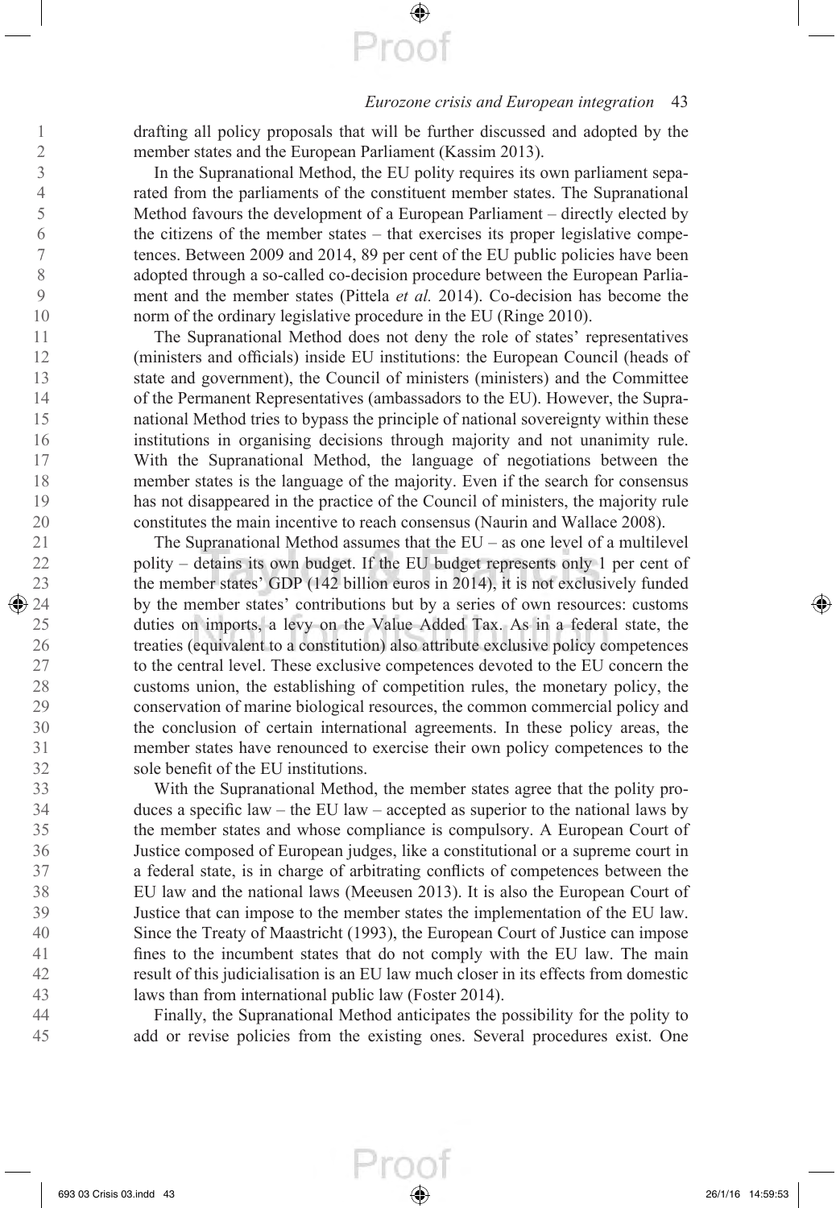drafting all policy proposals that will be further discussed and adopted by the member states and the European Parliament (Kassim 2013).

In the Supranational Method, the EU polity requires its own parliament separated from the parliaments of the constituent member states. The Supranational Method favours the development of a European Parliament – directly elected by the citizens of the member states – that exercises its proper legislative competences. Between 2009 and 2014, 89 per cent of the EU public policies have been adopted through a so-called co-decision procedure between the European Parliament and the member states (Pittela *et al.* 2014). Co-decision has become the norm of the ordinary legislative procedure in the EU (Ringe 2010).

The Supranational Method does not deny the role of states' representatives (ministers and officials) inside EU institutions: the European Council (heads of state and government), the Council of ministers (ministers) and the Committee of the Permanent Representatives (ambassadors to the EU). However, the Supranational Method tries to bypass the principle of national sovereignty within these institutions in organising decisions through majority and not unanimity rule. With the Supranational Method, the language of negotiations between the member states is the language of the majority. Even if the search for consensus has not disappeared in the practice of the Council of ministers, the majority rule constitutes the main incentive to reach consensus (Naurin and Wallace 2008).

The Supranational Method assumes that the EU – as one level of a multilevel polity – detains its own budget. If the EU budget represents only 1 per cent of the member states' GDP (142 billion euros in 2014), it is not exclusively funded by the member states' contributions but by a series of own resources: customs duties on imports, a levy on the Value Added Tax. As in a federal state, the treaties (equivalent to a constitution) also attribute exclusive policy competences to the central level. These exclusive competences devoted to the EU concern the customs union, the establishing of competition rules, the monetary policy, the conservation of marine biological resources, the common commercial policy and the conclusion of certain international agreements. In these policy areas, the member states have renounced to exercise their own policy competences to the sole benefit of the EU institutions.

With the Supranational Method, the member states agree that the polity produces a specific law – the EU law – accepted as superior to the national laws by the member states and whose compliance is compulsory. A European Court of Justice composed of European judges, like a constitutional or a supreme court in a federal state, is in charge of arbitrating conflicts of competences between the EU law and the national laws (Meeusen 2013). It is also the European Court of Justice that can impose to the member states the implementation of the EU law. Since the Treaty of Maastricht (1993), the European Court of Justice can impose fines to the incumbent states that do not comply with the EU law. The main result of this judicialisation is an EU law much closer in its effects from domestic laws than from international public law (Foster 2014).

Finally, the Supranational Method anticipates the possibility for the polity to add or revise policies from the existing ones. Several procedures exist. One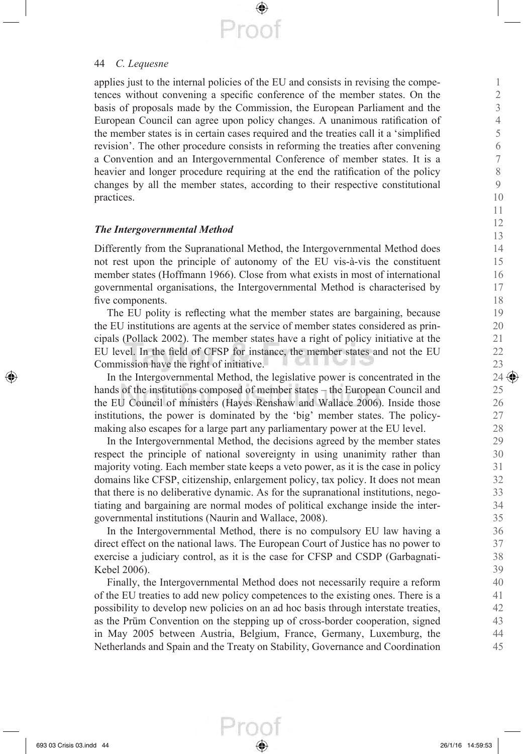applies just to the internal policies of the EU and consists in revising the competences without convening a specific conference of the member states. On the basis of proposals made by the Commission, the European Parliament and the European Council can agree upon policy changes. A unanimous ratification of the member states is in certain cases required and the treaties call it a 'simplified revision'. The other procedure consists in reforming the treaties after convening a Convention and an Intergovernmental Conference of member states. It is a heavier and longer procedure requiring at the end the ratification of the policy changes by all the member states, according to their respective constitutional practices.

### *The Intergovernmental Method*

Differently from the Supranational Method, the Intergovernmental Method does not rest upon the principle of autonomy of the EU vis-à-vis the constituent member states (Hoffmann 1966). Close from what exists in most of international governmental organisations, the Intergovernmental Method is characterised by five components.

The EU polity is reflecting what the member states are bargaining, because the EU institutions are agents at the service of member states considered as principals (Pollack 2002). The member states have a right of policy initiative at the EU level. In the field of CFSP for instance, the member states and not the EU Commission have the right of initiative.

In the Intergovernmental Method, the legislative power is concentrated in the hands of the institutions composed of member states – the European Council and the EU Council of ministers (Hayes Renshaw and Wallace 2006). Inside those institutions, the power is dominated by the 'big' member states. The policy-making also escapes for a large part any parliamentary power at the EU level.

In the Intergovernmental Method, the decisions agreed by the member states respect the principle of national sovereignty in using unanimity rather than majority voting. Each member state keeps a veto power, as it is the case in policy domains like CFSP, citizenship, enlargement policy, tax policy. It does not mean that there is no deliberative dynamic. As for the supranational institutions, negotiating and bargaining are normal modes of political exchange inside the intergovernmental institutions (Naurin and Wallace, 2008).

In the Intergovernmental Method, there is no compulsory EU law having a direct effect on the national laws. The European Court of Justice has no power to exercise a judiciary control, as it is the case for CFSP and CSDP (Garbagnati-Kebel 2006).

Finally, the Intergovernmental Method does not necessarily require a reform of the EU treaties to add new policy competences to the existing ones. There is a possibility to develop new policies on an ad hoc basis through interstate treaties, as the Prüm Convention on the stepping up of cross-border cooperation, signed in May 2005 between Austria, Belgium, France, Germany, Luxemburg, the Netherlands and Spain and the Treaty on Stability, Governance and Coordination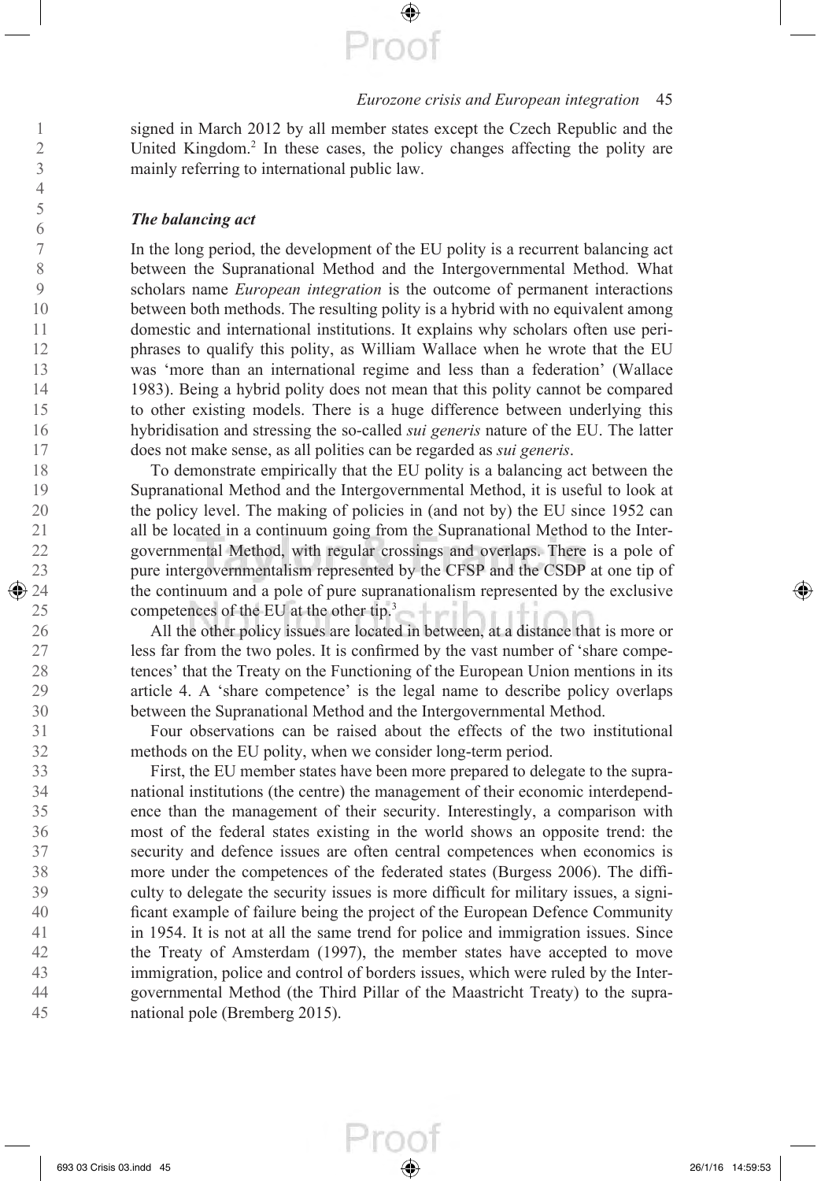signed in March 2012 by all member states except the Czech Republic and the United Kingdom.[2] In these cases, the policy changes affecting the polity are mainly referring to international public law.

### *The balancing act*

In the long period, the development of the EU polity is a recurrent balancing act between the Supranational Method and the Intergovernmental Method. What scholars name *European integration* is the outcome of permanent interactions between both methods. The resulting polity is a hybrid with no equivalent among domestic and international institutions. It explains why scholars often use periphrases to qualify this polity, as William Wallace when he wrote that the EU was 'more than an international regime and less than a federation' (Wallace 1983). Being a hybrid polity does not mean that this polity cannot be compared to other existing models. There is a huge difference between underlying this hybridisation and stressing the so-called *sui generis* nature of the EU. The latter does not make sense, as all polities can be regarded as *sui generis*.

To demonstrate empirically that the EU polity is a balancing act between the Supranational Method and the Intergovernmental Method, it is useful to look at the policy level. The making of policies in (and not by) the EU since 1952 can all be located in a continuum going from the Supranational Method to the Intergovernmental Method, with regular crossings and overlaps. There is a pole of pure intergovernmentalism represented by the CFSP and the CSDP at one tip of the continuum and a pole of pure supranationalism represented by the exclusive competences of the EU at the other tip.[3]

All the other policy issues are located in between, at a distance that is more or less far from the two poles. It is confirmed by the vast number of 'share competences' that the Treaty on the Functioning of the European Union mentions in its article 4. A 'share competence' is the legal name to describe policy overlaps between the Supranational Method and the Intergovernmental Method.

Four observations can be raised about the effects of the two institutional methods on the EU polity, when we consider long-term period.

First, the EU member states have been more prepared to delegate to the supranational institutions (the centre) the management of their economic interdependence than the management of their security. Interestingly, a comparison with most of the federal states existing in the world shows an opposite trend: the security and defence issues are often central competences when economics is more under the competences of the federated states (Burgess 2006). The difficulty to delegate the security issues is more difficult for military issues, a significant example of failure being the project of the European Defence Community in 1954. It is not at all the same trend for police and immigration issues. Since the Treaty of Amsterdam (1997), the member states have accepted to move immigration, police and control of borders issues, which were ruled by the Intergovernmental Method (the Third Pillar of the Maastricht Treaty) to the supranational pole (Bremberg 2015).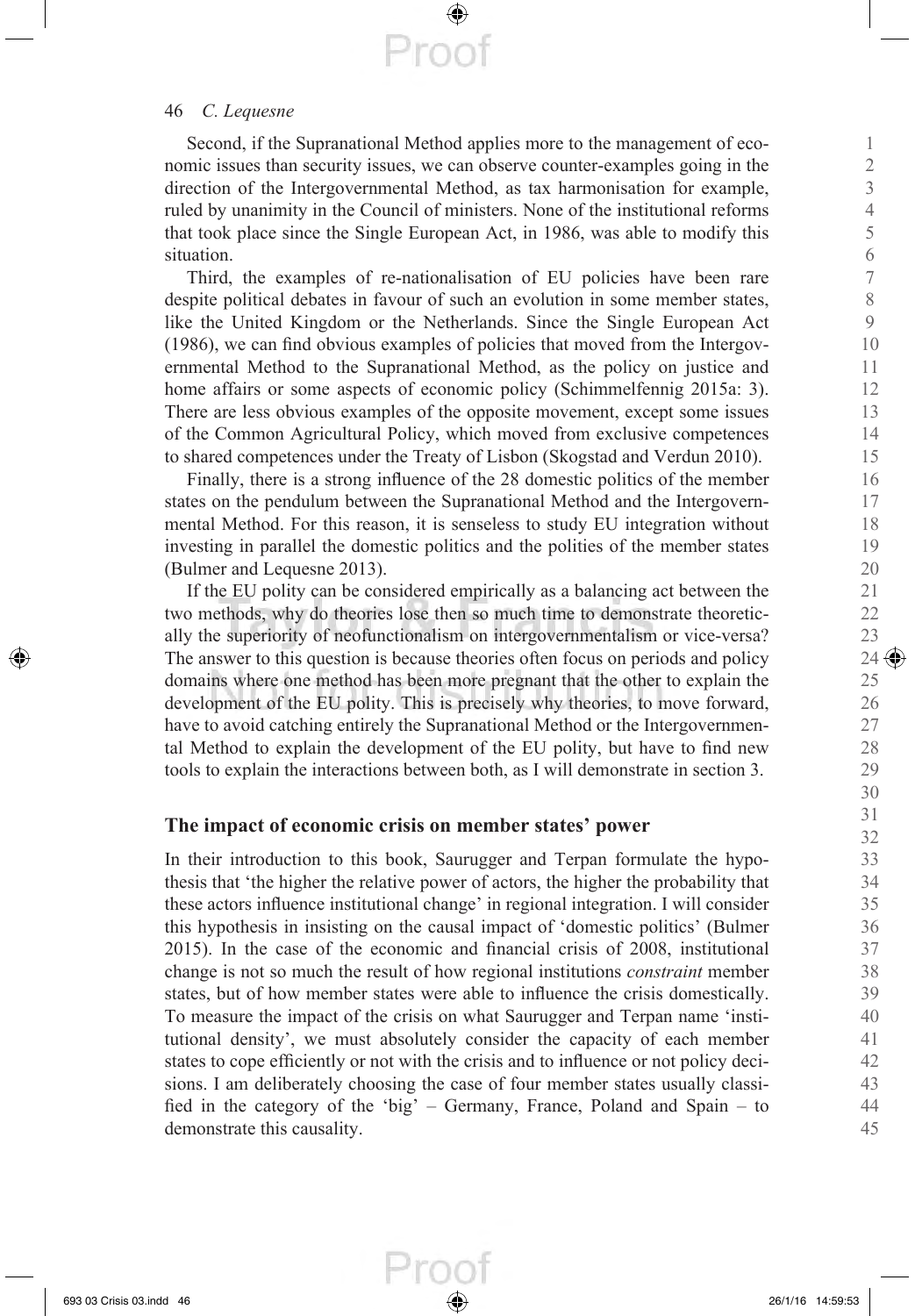Second, if the Supranational Method applies more to the management of economic issues than security issues, we can observe counter-examples going in the direction of the Intergovernmental Method, as tax harmonisation for example, ruled by unanimity in the Council of ministers. None of the institutional reforms that took place since the Single European Act, in 1986, was able to modify this situation.

Third, the examples of re-nationalisation of EU policies have been rare despite political debates in favour of such an evolution in some member states, like the United Kingdom or the Netherlands. Since the Single European Act (1986), we can find obvious examples of policies that moved from the Intergovernmental Method to the Supranational Method, as the policy on justice and home affairs or some aspects of economic policy (Schimmelfennig 2015a: 3). There are less obvious examples of the opposite movement, except some issues of the Common Agricultural Policy, which moved from exclusive competences to shared competences under the Treaty of Lisbon (Skogstad and Verdun 2010).

Finally, there is a strong influence of the 28 domestic politics of the member states on the pendulum between the Supranational Method and the Intergovernmental Method. For this reason, it is senseless to study EU integration without investing in parallel the domestic politics and the polities of the member states (Bulmer and Lequesne 2013).

If the EU polity can be considered empirically as a balancing act between the two methods, why do theories lose then so much time to demonstrate theoretically the superiority of neofunctionalism on intergovernmentalism or vice-versa? The answer to this question is because theories often focus on periods and policy domains where one method has been more pregnant that the other to explain the development of the EU polity. This is precisely why theories, to move forward, have to avoid catching entirely the Supranational Method or the Intergovernmental Method to explain the development of the EU polity, but have to find new tools to explain the interactions between both, as I will demonstrate in section 3.

## The impact of economic crisis on member states' power

In their introduction to this book, Saurugger and Terpan formulate the hypothesis that 'the higher the relative power of actors, the higher the probability that these actors influence institutional change' in regional integration. I will consider this hypothesis in insisting on the causal impact of 'domestic politics' (Bulmer 2015). In the case of the economic and financial crisis of 2008, institutional change is not so much the result of how regional institutions *constraint* member states, but of how member states were able to influence the crisis domestically. To measure the impact of the crisis on what Saurugger and Terpan name 'institutional density', we must absolutely consider the capacity of each member states to cope efficiently or not with the crisis and to influence or not policy decisions. I am deliberately choosing the case of four member states usually classified in the category of the 'big' – Germany, France, Poland and Spain – to demonstrate this causality.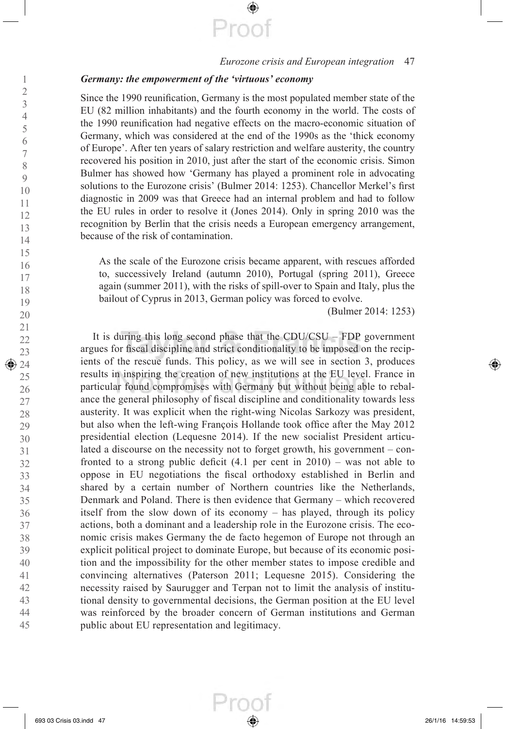### *Germany: the empowerment of the 'virtuous' economy*

Since the 1990 reunification, Germany is the most populated member state of the EU (82 million inhabitants) and the fourth economy in the world. The costs of the 1990 reunification had negative effects on the macro-economic situation of Germany, which was considered at the end of the 1990s as the 'thick economy of Europe'. After ten years of salary restriction and welfare austerity, the country recovered his position in 2010, just after the start of the economic crisis. Simon Bulmer has showed how 'Germany has played a prominent role in advocating solutions to the Eurozone crisis' (Bulmer 2014: 1253). Chancellor Merkel's first diagnostic in 2009 was that Greece had an internal problem and had to follow the EU rules in order to resolve it (Jones 2014). Only in spring 2010 was the recognition by Berlin that the crisis needs a European emergency arrangement, because of the risk of contamination.

> As the scale of the Eurozone crisis became apparent, with rescues afforded to, successively Ireland (autumn 2010), Portugal (spring 2011), Greece again (summer 2011), with the risks of spill-over to Spain and Italy, plus the bailout of Cyprus in 2013, German policy was forced to evolve.
>
> (Bulmer 2014: 1253)

It is during this long second phase that the CDU/CSU – FDP government argues for fiscal discipline and strict conditionality to be imposed on the recipients of the rescue funds. This policy, as we will see in section 3, produces results in inspiring the creation of new institutions at the EU level. France in particular found compromises with Germany but without being able to rebalance the general philosophy of fiscal discipline and conditionality towards less austerity. It was explicit when the right-wing Nicolas Sarkozy was president, but also when the left-wing François Hollande took office after the May 2012 presidential election (Lequesne 2014). If the new socialist President articulated a discourse on the necessity not to forget growth, his government – confronted to a strong public deficit (4.1 per cent in 2010) – was not able to oppose in EU negotiations the fiscal orthodoxy established in Berlin and shared by a certain number of Northern countries like the Netherlands, Denmark and Poland. There is then evidence that Germany – which recovered itself from the slow down of its economy – has played, through its policy actions, both a dominant and a leadership role in the Eurozone crisis. The economic crisis makes Germany the de facto hegemon of Europe not through an explicit political project to dominate Europe, but because of its economic position and the impossibility for the other member states to impose credible and convincing alternatives (Paterson 2011; Lequesne 2015). Considering the necessity raised by Saurugger and Terpan not to limit the analysis of institutional density to governmental decisions, the German position at the EU level was reinforced by the broader concern of German institutions and German public about EU representation and legitimacy.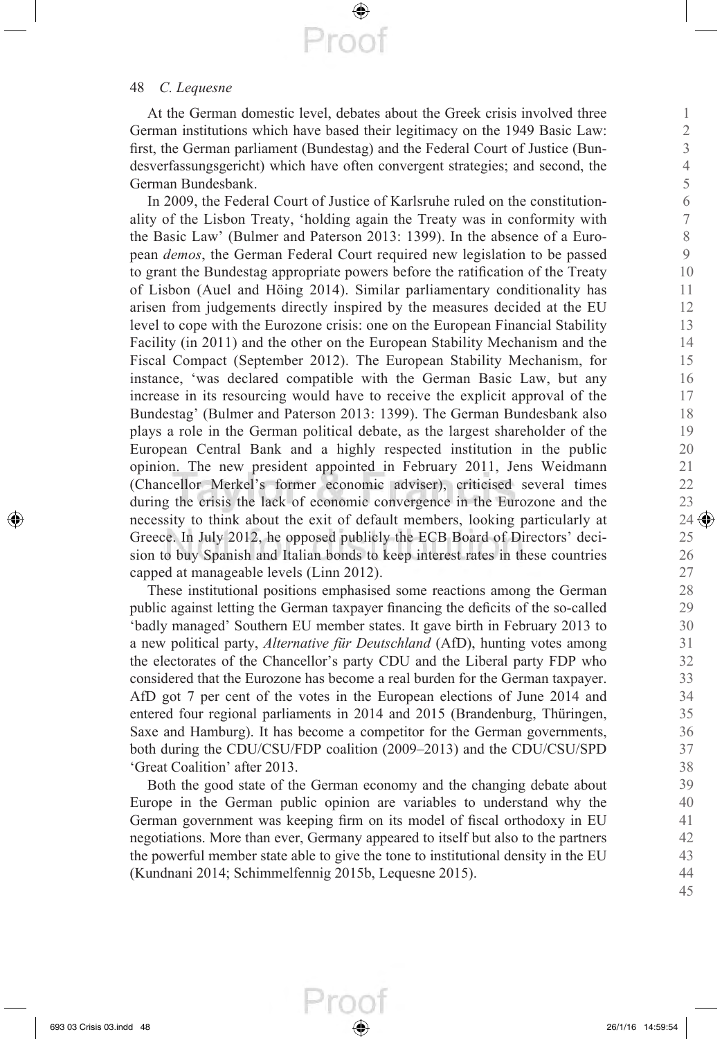At the German domestic level, debates about the Greek crisis involved three German institutions which have based their legitimacy on the 1949 Basic Law: first, the German parliament (Bundestag) and the Federal Court of Justice (Bundesverfassungsgericht) which have often convergent strategies; and second, the German Bundesbank.

In 2009, the Federal Court of Justice of Karlsruhe ruled on the constitutionality of the Lisbon Treaty, 'holding again the Treaty was in conformity with the Basic Law' (Bulmer and Paterson 2013: 1399). In the absence of a European *demos*, the German Federal Court required new legislation to be passed to grant the Bundestag appropriate powers before the ratification of the Treaty of Lisbon (Auel and Höing 2014). Similar parliamentary conditionality has arisen from judgements directly inspired by the measures decided at the EU level to cope with the Eurozone crisis: one on the European Financial Stability Facility (in 2011) and the other on the European Stability Mechanism and the Fiscal Compact (September 2012). The European Stability Mechanism, for instance, 'was declared compatible with the German Basic Law, but any increase in its resourcing would have to receive the explicit approval of the Bundestag' (Bulmer and Paterson 2013: 1399). The German Bundesbank also plays a role in the German political debate, as the largest shareholder of the European Central Bank and a highly respected institution in the public opinion. The new president appointed in February 2011, Jens Weidmann (Chancellor Merkel's former economic adviser), criticised several times during the crisis the lack of economic convergence in the Eurozone and the necessity to think about the exit of default members, looking particularly at Greece. In July 2012, he opposed publicly the ECB Board of Directors' decision to buy Spanish and Italian bonds to keep interest rates in these countries capped at manageable levels (Linn 2012).

These institutional positions emphasised some reactions among the German public against letting the German taxpayer financing the deficits of the so-called 'badly managed' Southern EU member states. It gave birth in February 2013 to a new political party, *Alternative für Deutschland* (AfD), hunting votes among the electorates of the Chancellor's party CDU and the Liberal party FDP who considered that the Eurozone has become a real burden for the German taxpayer. AfD got 7 per cent of the votes in the European elections of June 2014 and entered four regional parliaments in 2014 and 2015 (Brandenburg, Thüringen, Saxe and Hamburg). It has become a competitor for the German governments, both during the CDU/CSU/FDP coalition (2009–2013) and the CDU/CSU/SPD 'Great Coalition' after 2013.

Both the good state of the German economy and the changing debate about Europe in the German public opinion are variables to understand why the German government was keeping firm on its model of fiscal orthodoxy in EU negotiations. More than ever, Germany appeared to itself but also to the partners the powerful member state able to give the tone to institutional density in the EU (Kundnani 2014; Schimmelfennig 2015b, Lequesne 2015).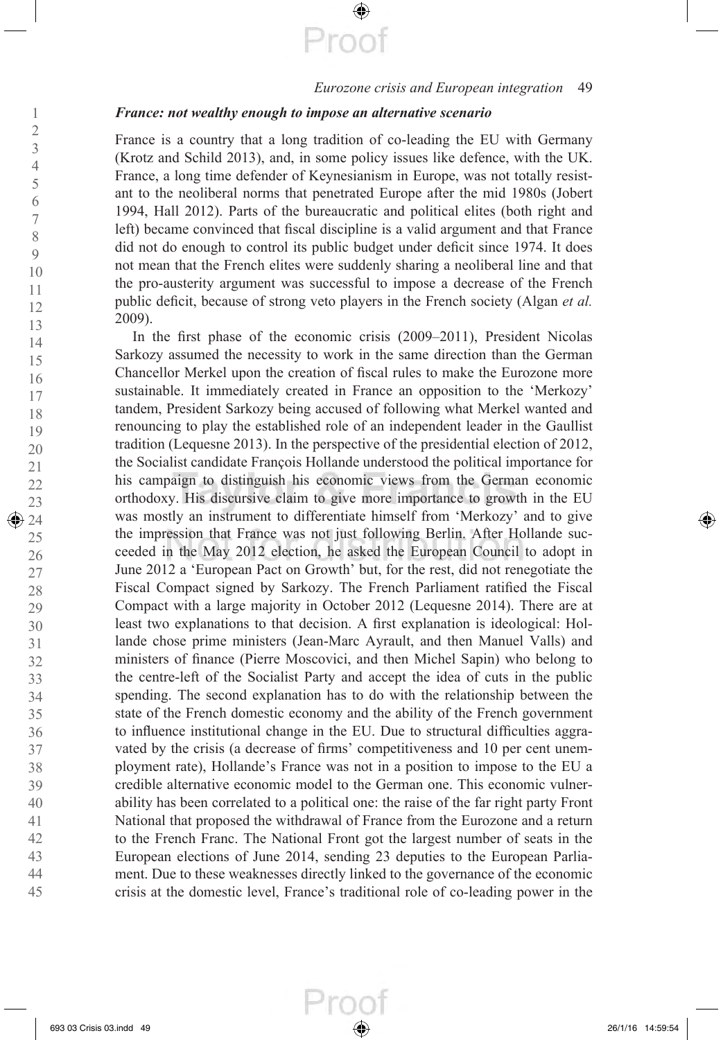### *France: not wealthy enough to impose an alternative scenario*

France is a country that a long tradition of co-leading the EU with Germany (Krotz and Schild 2013), and, in some policy issues like defence, with the UK. France, a long time defender of Keynesianism in Europe, was not totally resistant to the neoliberal norms that penetrated Europe after the mid 1980s (Jobert 1994, Hall 2012). Parts of the bureaucratic and political elites (both right and left) became convinced that fiscal discipline is a valid argument and that France did not do enough to control its public budget under deficit since 1974. It does not mean that the French elites were suddenly sharing a neoliberal line and that the pro-austerity argument was successful to impose a decrease of the French public deficit, because of strong veto players in the French society (Algan *et al.* 2009).

In the first phase of the economic crisis (2009–2011), President Nicolas Sarkozy assumed the necessity to work in the same direction than the German Chancellor Merkel upon the creation of fiscal rules to make the Eurozone more sustainable. It immediately created in France an opposition to the 'Merkozy' tandem, President Sarkozy being accused of following what Merkel wanted and renouncing to play the established role of an independent leader in the Gaullist tradition (Lequesne 2013). In the perspective of the presidential election of 2012, the Socialist candidate François Hollande understood the political importance for his campaign to distinguish his economic views from the German economic orthodoxy. His discursive claim to give more importance to growth in the EU was mostly an instrument to differentiate himself from 'Merkozy' and to give the impression that France was not just following Berlin. After Hollande succeeded in the May 2012 election, he asked the European Council to adopt in June 2012 a 'European Pact on Growth' but, for the rest, did not renegotiate the Fiscal Compact signed by Sarkozy. The French Parliament ratified the Fiscal Compact with a large majority in October 2012 (Lequesne 2014). There are at least two explanations to that decision. A first explanation is ideological: Hollande chose prime ministers (Jean-Marc Ayrault, and then Manuel Valls) and ministers of finance (Pierre Moscovici, and then Michel Sapin) who belong to the centre-left of the Socialist Party and accept the idea of cuts in the public spending. The second explanation has to do with the relationship between the state of the French domestic economy and the ability of the French government to influence institutional change in the EU. Due to structural difficulties aggravated by the crisis (a decrease of firms' competitiveness and 10 per cent unemployment rate), Hollande's France was not in a position to impose to the EU a credible alternative economic model to the German one. This economic vulnerability has been correlated to a political one: the raise of the far right party Front National that proposed the withdrawal of France from the Eurozone and a return to the French Franc. The National Front got the largest number of seats in the European elections of June 2014, sending 23 deputies to the European Parliament. Due to these weaknesses directly linked to the governance of the economic crisis at the domestic level, France's traditional role of co-leading power in the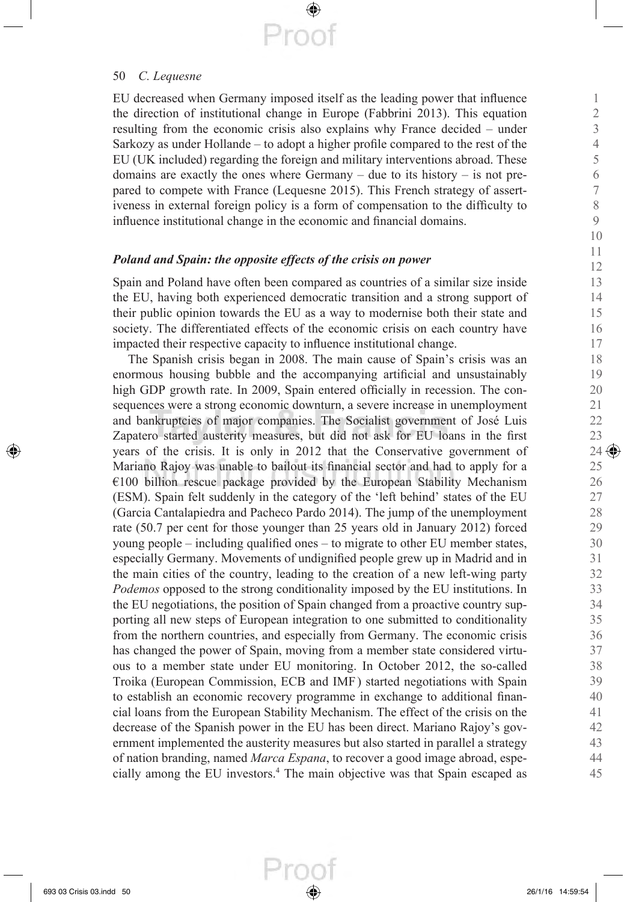EU decreased when Germany imposed itself as the leading power that influence the direction of institutional change in Europe (Fabbrini 2013). This equation resulting from the economic crisis also explains why France decided – under Sarkozy as under Hollande – to adopt a higher profile compared to the rest of the EU (UK included) regarding the foreign and military interventions abroad. These domains are exactly the ones where Germany – due to its history – is not prepared to compete with France (Lequesne 2015). This French strategy of assertiveness in external foreign policy is a form of compensation to the difficulty to influence institutional change in the economic and financial domains.

### *Poland and Spain: the opposite effects of the crisis on power*

Spain and Poland have often been compared as countries of a similar size inside the EU, having both experienced democratic transition and a strong support of their public opinion towards the EU as a way to modernise both their state and society. The differentiated effects of the economic crisis on each country have impacted their respective capacity to influence institutional change.

The Spanish crisis began in 2008. The main cause of Spain's crisis was an enormous housing bubble and the accompanying artificial and unsustainably high GDP growth rate. In 2009, Spain entered officially in recession. The consequences were a strong economic downturn, a severe increase in unemployment and bankruptcies of major companies. The Socialist government of José Luis Zapatero started austerity measures, but did not ask for EU loans in the first years of the crisis. It is only in 2012 that the Conservative government of Mariano Rajoy was unable to bailout its financial sector and had to apply for a €100 billion rescue package provided by the European Stability Mechanism (ESM). Spain felt suddenly in the category of the 'left behind' states of the EU (Garcia Cantalapiedra and Pacheco Pardo 2014). The jump of the unemployment rate (50.7 per cent for those younger than 25 years old in January 2012) forced young people – including qualified ones – to migrate to other EU member states, especially Germany. Movements of undignified people grew up in Madrid and in the main cities of the country, leading to the creation of a new left-wing party *Podemos* opposed to the strong conditionality imposed by the EU institutions. In the EU negotiations, the position of Spain changed from a proactive country supporting all new steps of European integration to one submitted to conditionality from the northern countries, and especially from Germany. The economic crisis has changed the power of Spain, moving from a member state considered virtuous to a member state under EU monitoring. In October 2012, the so-called Troika (European Commission, ECB and IMF) started negotiations with Spain to establish an economic recovery programme in exchange to additional financial loans from the European Stability Mechanism. The effect of the crisis on the decrease of the Spanish power in the EU has been direct. Mariano Rajoy's government implemented the austerity measures but also started in parallel a strategy of nation branding, named *Marca Espana*, to recover a good image abroad, especially among the EU investors.[4] The main objective was that Spain escaped as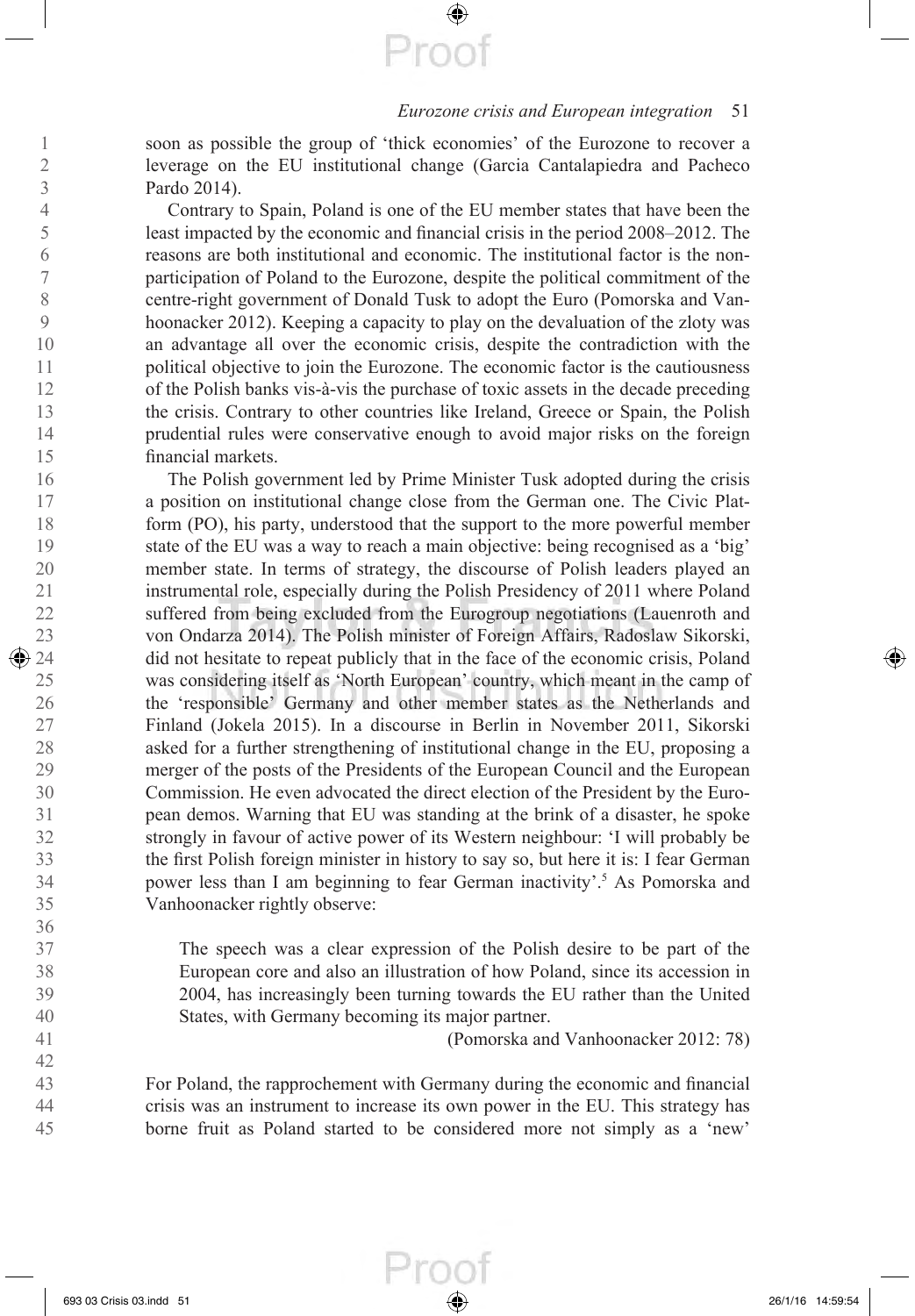soon as possible the group of 'thick economies' of the Eurozone to recover a leverage on the EU institutional change (Garcia Cantalapiedra and Pacheco Pardo 2014).

Contrary to Spain, Poland is one of the EU member states that have been the least impacted by the economic and financial crisis in the period 2008–2012. The reasons are both institutional and economic. The institutional factor is the non-participation of Poland to the Eurozone, despite the political commitment of the centre-right government of Donald Tusk to adopt the Euro (Pomorska and Vanhoonacker 2012). Keeping a capacity to play on the devaluation of the zloty was an advantage all over the economic crisis, despite the contradiction with the political objective to join the Eurozone. The economic factor is the cautiousness of the Polish banks vis-à-vis the purchase of toxic assets in the decade preceding the crisis. Contrary to other countries like Ireland, Greece or Spain, the Polish prudential rules were conservative enough to avoid major risks on the foreign financial markets.

The Polish government led by Prime Minister Tusk adopted during the crisis a position on institutional change close from the German one. The Civic Platform (PO), his party, understood that the support to the more powerful member state of the EU was a way to reach a main objective: being recognised as a 'big' member state. In terms of strategy, the discourse of Polish leaders played an instrumental role, especially during the Polish Presidency of 2011 where Poland suffered from being excluded from the Eurogroup negotiations (Lauenroth and von Ondarza 2014). The Polish minister of Foreign Affairs, Radoslaw Sikorski, did not hesitate to repeat publicly that in the face of the economic crisis, Poland was considering itself as 'North European' country, which meant in the camp of the 'responsible' Germany and other member states as the Netherlands and Finland (Jokela 2015). In a discourse in Berlin in November 2011, Sikorski asked for a further strengthening of institutional change in the EU, proposing a merger of the posts of the Presidents of the European Council and the European Commission. He even advocated the direct election of the President by the European demos. Warning that EU was standing at the brink of a disaster, he spoke strongly in favour of active power of its Western neighbour: 'I will probably be the first Polish foreign minister in history to say so, but here it is: I fear German power less than I am beginning to fear German inactivity'.[5] As Pomorska and Vanhoonacker rightly observe:

> The speech was a clear expression of the Polish desire to be part of the European core and also an illustration of how Poland, since its accession in 2004, has increasingly been turning towards the EU rather than the United States, with Germany becoming its major partner.
>
> (Pomorska and Vanhoonacker 2012: 78)

For Poland, the rapprochement with Germany during the economic and financial crisis was an instrument to increase its own power in the EU. This strategy has borne fruit as Poland started to be considered more not simply as a 'new'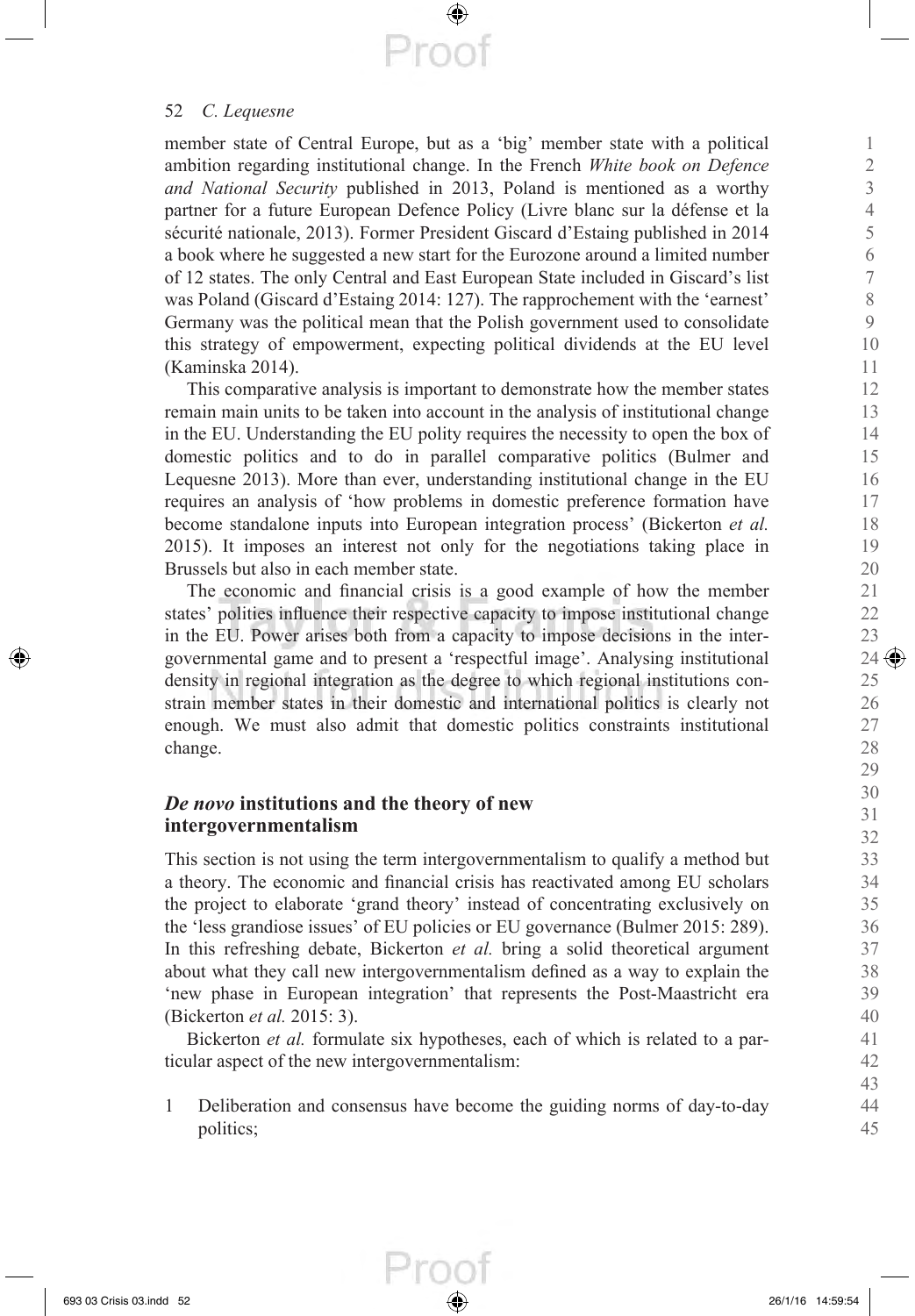member state of Central Europe, but as a 'big' member state with a political ambition regarding institutional change. In the French *White book on Defence and National Security* published in 2013, Poland is mentioned as a worthy partner for a future European Defence Policy (Livre blanc sur la défense et la sécurité nationale, 2013). Former President Giscard d'Estaing published in 2014 a book where he suggested a new start for the Eurozone around a limited number of 12 states. The only Central and East European State included in Giscard's list was Poland (Giscard d'Estaing 2014: 127). The rapprochement with the 'earnest' Germany was the political mean that the Polish government used to consolidate this strategy of empowerment, expecting political dividends at the EU level (Kaminska 2014).

This comparative analysis is important to demonstrate how the member states remain main units to be taken into account in the analysis of institutional change in the EU. Understanding the EU polity requires the necessity to open the box of domestic politics and to do in parallel comparative politics (Bulmer and Lequesne 2013). More than ever, understanding institutional change in the EU requires an analysis of 'how problems in domestic preference formation have become standalone inputs into European integration process' (Bickerton *et al.* 2015). It imposes an interest not only for the negotiations taking place in Brussels but also in each member state.

The economic and financial crisis is a good example of how the member states' polities influence their respective capacity to impose institutional change in the EU. Power arises both from a capacity to impose decisions in the intergovernmental game and to present a 'respectful image'. Analysing institutional density in regional integration as the degree to which regional institutions constrain member states in their domestic and international politics is clearly not enough. We must also admit that domestic politics constraints institutional change.

## *De novo* institutions and the theory of new intergovernmentalism

This section is not using the term intergovernmentalism to qualify a method but a theory. The economic and financial crisis has reactivated among EU scholars the project to elaborate 'grand theory' instead of concentrating exclusively on the 'less grandiose issues' of EU policies or EU governance (Bulmer 2015: 289). In this refreshing debate, Bickerton *et al.* bring a solid theoretical argument about what they call new intergovernmentalism defined as a way to explain the 'new phase in European integration' that represents the Post-Maastricht era (Bickerton *et al.* 2015: 3).

Bickerton *et al.* formulate six hypotheses, each of which is related to a particular aspect of the new intergovernmentalism:

1. Deliberation and consensus have become the guiding norms of day-to-day politics;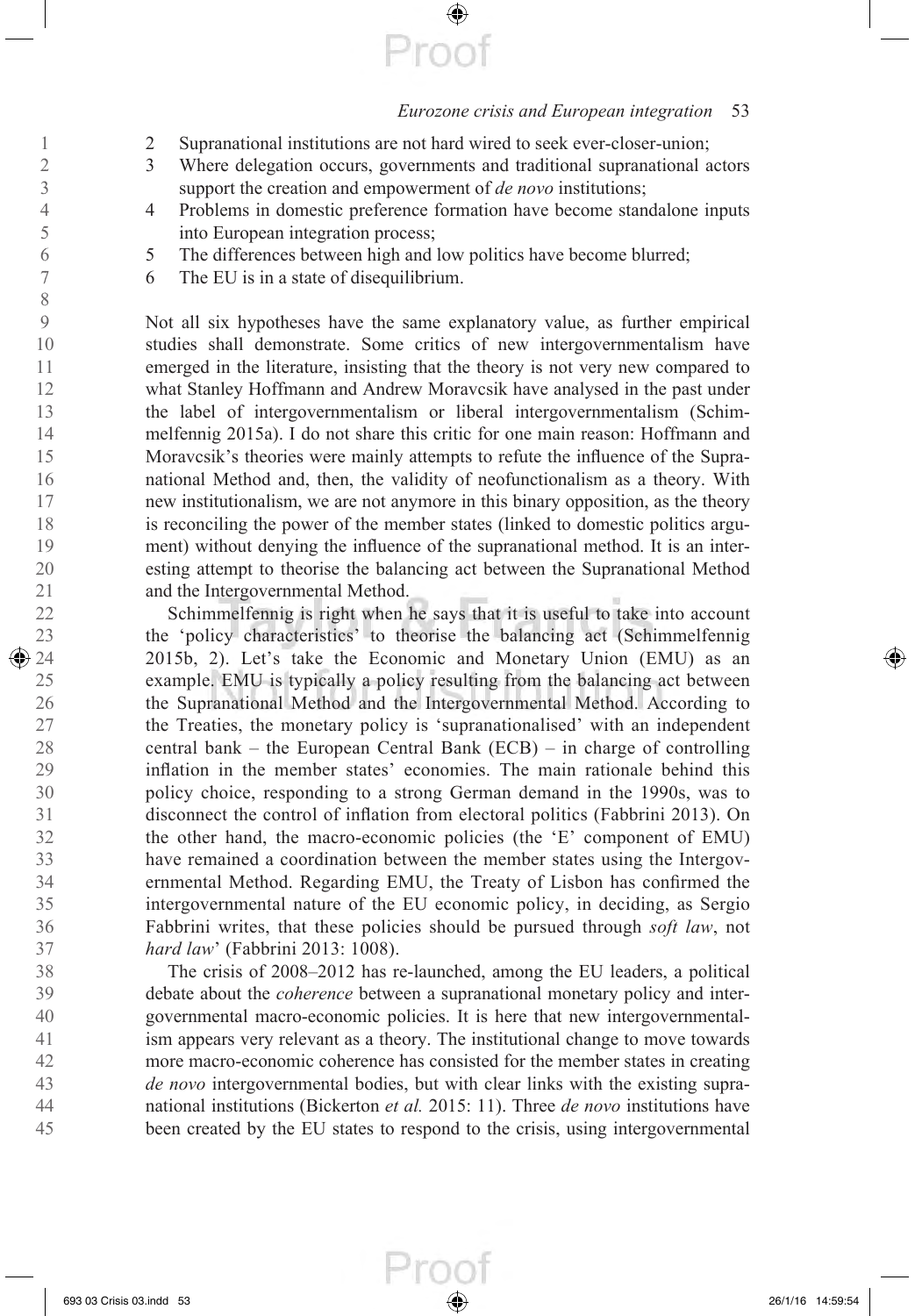2. Supranational institutions are not hard wired to seek ever-closer-union;
3. Where delegation occurs, governments and traditional supranational actors support the creation and empowerment of *de novo* institutions;
4. Problems in domestic preference formation have become standalone inputs into European integration process;
5. The differences between high and low politics have become blurred;
6. The EU is in a state of disequilibrium.

Not all six hypotheses have the same explanatory value, as further empirical studies shall demonstrate. Some critics of new intergovernmentalism have emerged in the literature, insisting that the theory is not very new compared to what Stanley Hoffmann and Andrew Moravcsik have analysed in the past under the label of intergovernmentalism or liberal intergovernmentalism (Schimmelfennig 2015a). I do not share this critic for one main reason: Hoffmann and Moravcsik's theories were mainly attempts to refute the influence of the Supranational Method and, then, the validity of neofunctionalism as a theory. With new institutionalism, we are not anymore in this binary opposition, as the theory is reconciling the power of the member states (linked to domestic politics argument) without denying the influence of the supranational method. It is an interesting attempt to theorise the balancing act between the Supranational Method and the Intergovernmental Method.

Schimmelfennig is right when he says that it is useful to take into account the 'policy characteristics' to theorise the balancing act (Schimmelfennig 2015b, 2). Let's take the Economic and Monetary Union (EMU) as an example. EMU is typically a policy resulting from the balancing act between the Supranational Method and the Intergovernmental Method. According to the Treaties, the monetary policy is 'supranationalised' with an independent central bank – the European Central Bank (ECB) – in charge of controlling inflation in the member states' economies. The main rationale behind this policy choice, responding to a strong German demand in the 1990s, was to disconnect the control of inflation from electoral politics (Fabbrini 2013). On the other hand, the macro-economic policies (the 'E' component of EMU) have remained a coordination between the member states using the Intergovernmental Method. Regarding EMU, the Treaty of Lisbon has confirmed the intergovernmental nature of the EU economic policy, in deciding, as Sergio Fabbrini writes, that these policies should be pursued through *soft law*, not *hard law*' (Fabbrini 2013: 1008).

The crisis of 2008–2012 has re-launched, among the EU leaders, a political debate about the *coherence* between a supranational monetary policy and intergovernmental macro-economic policies. It is here that new intergovernmentalism appears very relevant as a theory. The institutional change to move towards more macro-economic coherence has consisted for the member states in creating *de novo* intergovernmental bodies, but with clear links with the existing supranational institutions (Bickerton *et al.* 2015: 11). Three *de novo* institutions have been created by the EU states to respond to the crisis, using intergovernmental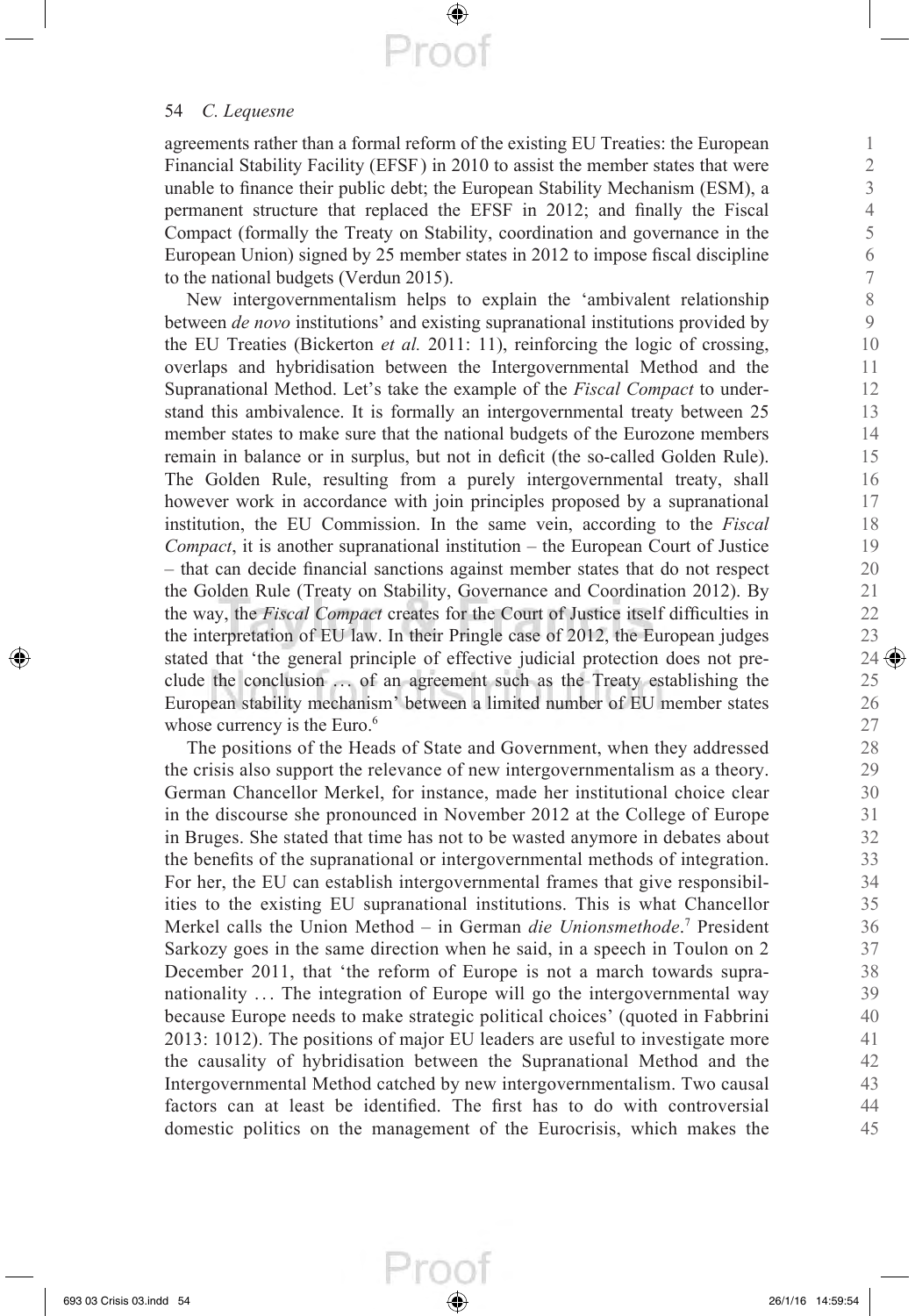agreements rather than a formal reform of the existing EU Treaties: the European Financial Stability Facility (EFSF) in 2010 to assist the member states that were unable to finance their public debt; the European Stability Mechanism (ESM), a permanent structure that replaced the EFSF in 2012; and finally the Fiscal Compact (formally the Treaty on Stability, coordination and governance in the European Union) signed by 25 member states in 2012 to impose fiscal discipline to the national budgets (Verdun 2015).

New intergovernmentalism helps to explain the 'ambivalent relationship between *de novo* institutions' and existing supranational institutions provided by the EU Treaties (Bickerton *et al.* 2011: 11), reinforcing the logic of crossing, overlaps and hybridisation between the Intergovernmental Method and the Supranational Method. Let's take the example of the *Fiscal Compact* to understand this ambivalence. It is formally an intergovernmental treaty between 25 member states to make sure that the national budgets of the Eurozone members remain in balance or in surplus, but not in deficit (the so-called Golden Rule). The Golden Rule, resulting from a purely intergovernmental treaty, shall however work in accordance with join principles proposed by a supranational institution, the EU Commission. In the same vein, according to the *Fiscal Compact*, it is another supranational institution – the European Court of Justice – that can decide financial sanctions against member states that do not respect the Golden Rule (Treaty on Stability, Governance and Coordination 2012). By the way, the *Fiscal Compact* creates for the Court of Justice itself difficulties in the interpretation of EU law. In their Pringle case of 2012, the European judges stated that 'the general principle of effective judicial protection does not preclude the conclusion … of an agreement such as the Treaty establishing the European stability mechanism' between a limited number of EU member states whose currency is the Euro.[6]

The positions of the Heads of State and Government, when they addressed the crisis also support the relevance of new intergovernmentalism as a theory. German Chancellor Merkel, for instance, made her institutional choice clear in the discourse she pronounced in November 2012 at the College of Europe in Bruges. She stated that time has not to be wasted anymore in debates about the benefits of the supranational or intergovernmental methods of integration. For her, the EU can establish intergovernmental frames that give responsibilities to the existing EU supranational institutions. This is what Chancellor Merkel calls the Union Method – in German *die Unionsmethode*.[7] President Sarkozy goes in the same direction when he said, in a speech in Toulon on 2 December 2011, that 'the reform of Europe is not a march towards supranationality … The integration of Europe will go the intergovernmental way because Europe needs to make strategic political choices' (quoted in Fabbrini 2013: 1012). The positions of major EU leaders are useful to investigate more the causality of hybridisation between the Supranational Method and the Intergovernmental Method catched by new intergovernmentalism. Two causal factors can at least be identified. The first has to do with controversial domestic politics on the management of the Eurocrisis, which makes the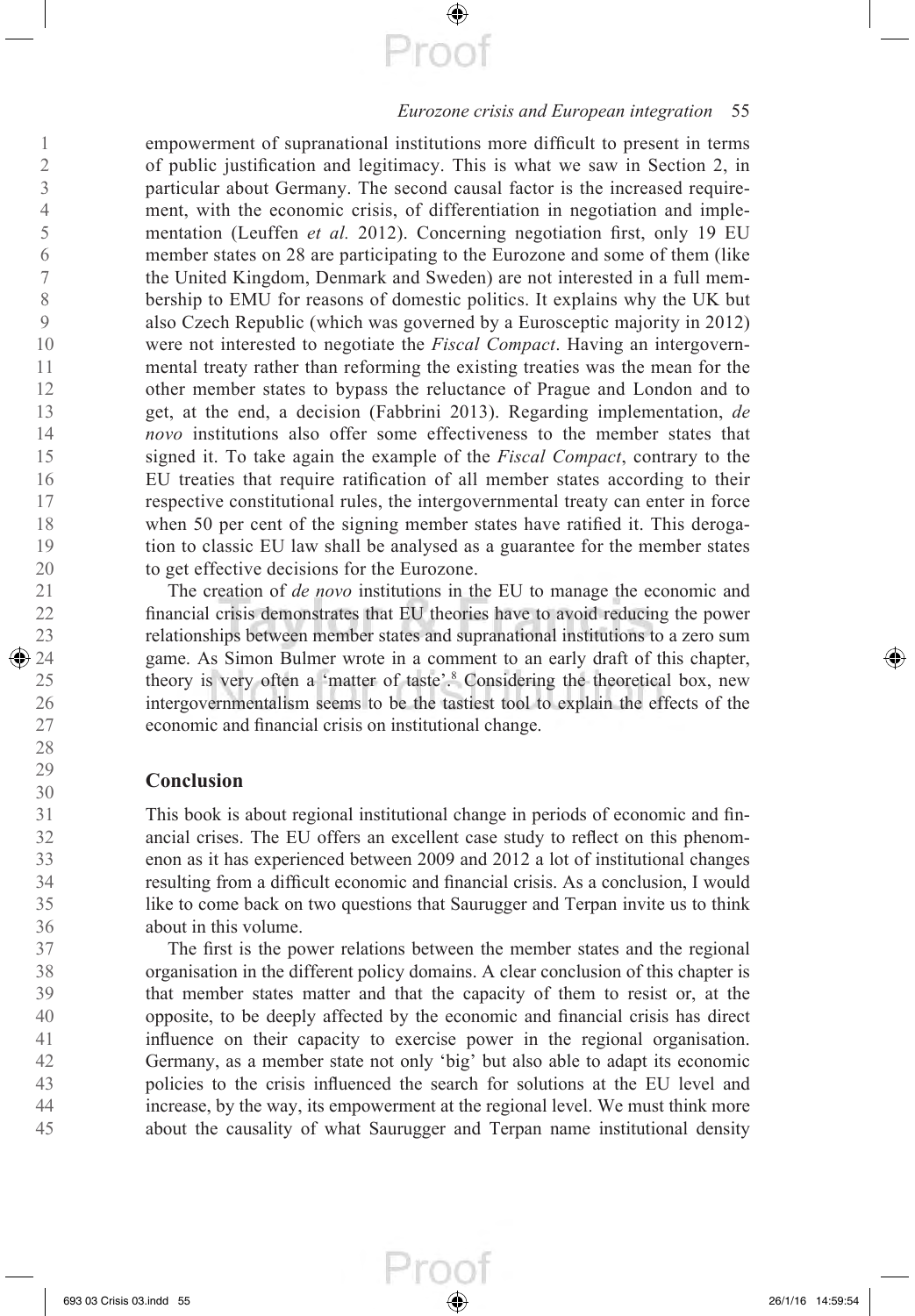empowerment of supranational institutions more difficult to present in terms of public justification and legitimacy. This is what we saw in Section 2, in particular about Germany. The second causal factor is the increased requirement, with the economic crisis, of differentiation in negotiation and implementation (Leuffen *et al.* 2012). Concerning negotiation first, only 19 EU member states on 28 are participating to the Eurozone and some of them (like the United Kingdom, Denmark and Sweden) are not interested in a full membership to EMU for reasons of domestic politics. It explains why the UK but also Czech Republic (which was governed by a Eurosceptic majority in 2012) were not interested to negotiate the *Fiscal Compact*. Having an intergovernmental treaty rather than reforming the existing treaties was the mean for the other member states to bypass the reluctance of Prague and London and to get, at the end, a decision (Fabbrini 2013). Regarding implementation, *de novo* institutions also offer some effectiveness to the member states that signed it. To take again the example of the *Fiscal Compact*, contrary to the EU treaties that require ratification of all member states according to their respective constitutional rules, the intergovernmental treaty can enter in force when 50 per cent of the signing member states have ratified it. This derogation to classic EU law shall be analysed as a guarantee for the member states to get effective decisions for the Eurozone.

The creation of *de novo* institutions in the EU to manage the economic and financial crisis demonstrates that EU theories have to avoid reducing the power relationships between member states and supranational institutions to a zero sum game. As Simon Bulmer wrote in a comment to an early draft of this chapter, theory is very often a 'matter of taste'.[8] Considering the theoretical box, new intergovernmentalism seems to be the tastiest tool to explain the effects of the economic and financial crisis on institutional change.

## Conclusion

This book is about regional institutional change in periods of economic and financial crises. The EU offers an excellent case study to reflect on this phenomenon as it has experienced between 2009 and 2012 a lot of institutional changes resulting from a difficult economic and financial crisis. As a conclusion, I would like to come back on two questions that Saurugger and Terpan invite us to think about in this volume.

The first is the power relations between the member states and the regional organisation in the different policy domains. A clear conclusion of this chapter is that member states matter and that the capacity of them to resist or, at the opposite, to be deeply affected by the economic and financial crisis has direct influence on their capacity to exercise power in the regional organisation. Germany, as a member state not only 'big' but also able to adapt its economic policies to the crisis influenced the search for solutions at the EU level and increase, by the way, its empowerment at the regional level. We must think more about the causality of what Saurugger and Terpan name institutional density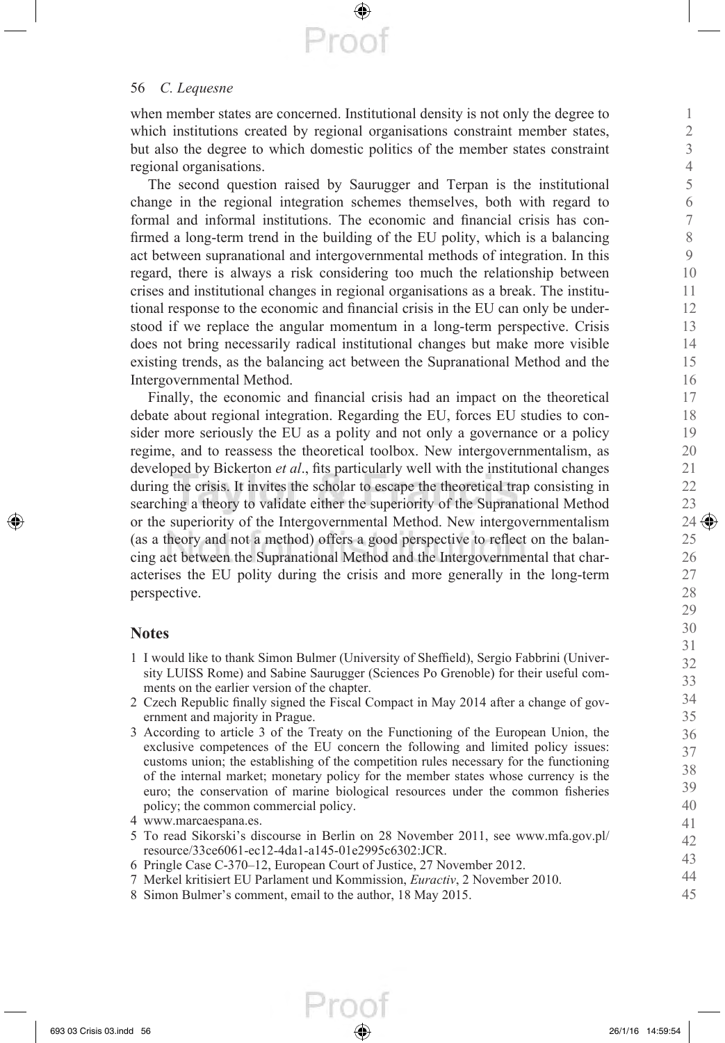when member states are concerned. Institutional density is not only the degree to which institutions created by regional organisations constraint member states, but also the degree to which domestic politics of the member states constraint regional organisations.

The second question raised by Saurugger and Terpan is the institutional change in the regional integration schemes themselves, both with regard to formal and informal institutions. The economic and financial crisis has confirmed a long-term trend in the building of the EU polity, which is a balancing act between supranational and intergovernmental methods of integration. In this regard, there is always a risk considering too much the relationship between crises and institutional changes in regional organisations as a break. The institutional response to the economic and financial crisis in the EU can only be understood if we replace the angular momentum in a long-term perspective. Crisis does not bring necessarily radical institutional changes but make more visible existing trends, as the balancing act between the Supranational Method and the Intergovernmental Method.

Finally, the economic and financial crisis had an impact on the theoretical debate about regional integration. Regarding the EU, forces EU studies to consider more seriously the EU as a polity and not only a governance or a policy regime, and to reassess the theoretical toolbox. New intergovernmentalism, as developed by Bickerton *et al*., fits particularly well with the institutional changes during the crisis. It invites the scholar to escape the theoretical trap consisting in searching a theory to validate either the superiority of the Supranational Method or the superiority of the Intergovernmental Method. New intergovernmentalism (as a theory and not a method) offers a good perspective to reflect on the balancing act between the Supranational Method and the Intergovernmental that characterises the EU polity during the crisis and more generally in the long-term perspective.

## Notes

1 I would like to thank Simon Bulmer (University of Sheffield), Sergio Fabbrini (University LUISS Rome) and Sabine Saurugger (Sciences Po Grenoble) for their useful comments on the earlier version of the chapter.

2 Czech Republic finally signed the Fiscal Compact in May 2014 after a change of government and majority in Prague.

3 According to article 3 of the Treaty on the Functioning of the European Union, the exclusive competences of the EU concern the following and limited policy issues: customs union; the establishing of the competition rules necessary for the functioning of the internal market; monetary policy for the member states whose currency is the euro; the conservation of marine biological resources under the common fisheries policy; the common commercial policy.

4 www.marcaespana.es.

5 To read Sikorski's discourse in Berlin on 28 November 2011, see www.mfa.gov.pl/resource/33ce6061-ec12-4da1-a145-01e2995c6302:JCR.

6 Pringle Case C-370–12, European Court of Justice, 27 November 2012.

7 Merkel kritisiert EU Parlament und Kommission, *Euractiv*, 2 November 2010.

8 Simon Bulmer's comment, email to the author, 18 May 2015.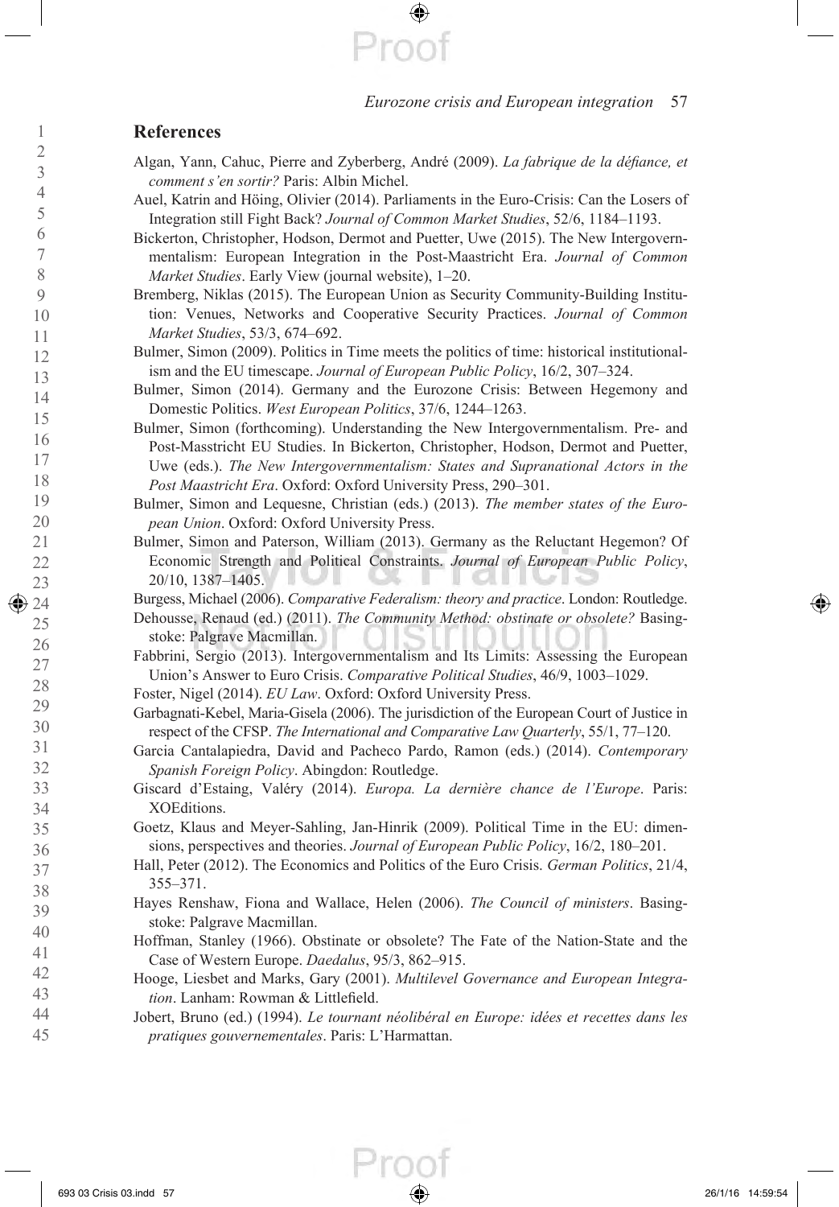## References

Algan, Yann, Cahuc, Pierre and Zyberberg, André (2009). *La fabrique de la défiance, et comment s'en sortir?* Paris: Albin Michel.

Auel, Katrin and Höing, Olivier (2014). Parliaments in the Euro-Crisis: Can the Losers of Integration still Fight Back? *Journal of Common Market Studies*, 52/6, 1184–1193.

Bickerton, Christopher, Hodson, Dermot and Puetter, Uwe (2015). The New Intergovernmentalism: European Integration in the Post-Maastricht Era. *Journal of Common Market Studies*. Early View (journal website), 1–20.

Bremberg, Niklas (2015). The European Union as Security Community-Building Institution: Venues, Networks and Cooperative Security Practices. *Journal of Common Market Studies*, 53/3, 674–692.

Bulmer, Simon (2009). Politics in Time meets the politics of time: historical institutionalism and the EU timescape. *Journal of European Public Policy*, 16/2, 307–324.

Bulmer, Simon (2014). Germany and the Eurozone Crisis: Between Hegemony and Domestic Politics. *West European Politics*, 37/6, 1244–1263.

Bulmer, Simon (forthcoming). Understanding the New Intergovernmentalism. Pre- and Post-Masstricht EU Studies. In Bickerton, Christopher, Hodson, Dermot and Puetter, Uwe (eds.). *The New Intergovernmentalism: States and Supranational Actors in the Post Maastricht Era*. Oxford: Oxford University Press, 290–301.

Bulmer, Simon and Lequesne, Christian (eds.) (2013). *The member states of the European Union*. Oxford: Oxford University Press.

Bulmer, Simon and Paterson, William (2013). Germany as the Reluctant Hegemon? Of Economic Strength and Political Constraints. *Journal of European Public Policy*, 20/10, 1387–1405.

Burgess, Michael (2006). *Comparative Federalism: theory and practice*. London: Routledge.

Dehousse, Renaud (ed.) (2011). *The Community Method: obstinate or obsolete?* Basingstoke: Palgrave Macmillan.

Fabbrini, Sergio (2013). Intergovernmentalism and Its Limits: Assessing the European Union's Answer to Euro Crisis. *Comparative Political Studies*, 46/9, 1003–1029.

Foster, Nigel (2014). *EU Law*. Oxford: Oxford University Press.

Garbagnati-Kebel, Maria-Gisela (2006). The jurisdiction of the European Court of Justice in respect of the CFSP. *The International and Comparative Law Quarterly*, 55/1, 77–120.

Garcia Cantalapiedra, David and Pacheco Pardo, Ramon (eds.) (2014). *Contemporary Spanish Foreign Policy*. Abingdon: Routledge.

Giscard d'Estaing, Valéry (2014). *Europa. La dernière chance de l'Europe*. Paris: XOEditions.

Goetz, Klaus and Meyer-Sahling, Jan-Hinrik (2009). Political Time in the EU: dimensions, perspectives and theories. *Journal of European Public Policy*, 16/2, 180–201.

Hall, Peter (2012). The Economics and Politics of the Euro Crisis. *German Politics*, 21/4, 355–371.

Hayes Renshaw, Fiona and Wallace, Helen (2006). *The Council of ministers*. Basingstoke: Palgrave Macmillan.

Hoffman, Stanley (1966). Obstinate or obsolete? The Fate of the Nation-State and the Case of Western Europe. *Daedalus*, 95/3, 862–915.

Hooge, Liesbet and Marks, Gary (2001). *Multilevel Governance and European Integration*. Lanham: Rowman & Littlefield.

Jobert, Bruno (ed.) (1994). *Le tournant néolibéral en Europe: idées et recettes dans les pratiques gouvernementales*. Paris: L'Harmattan.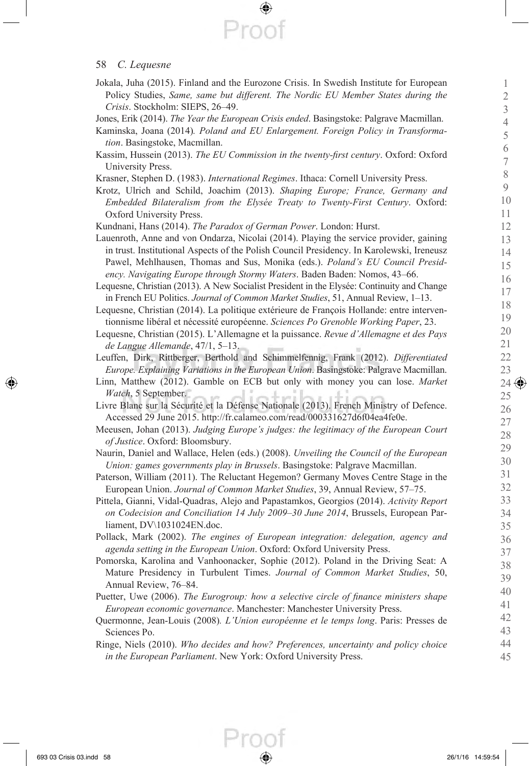Jokala, Juha (2015). Finland and the Eurozone Crisis. In Swedish Institute for European Policy Studies, *Same, same but different. The Nordic EU Member States during the Crisis*. Stockholm: SIEPS, 26–49.

Jones, Erik (2014). *The Year the European Crisis ended*. Basingstoke: Palgrave Macmillan.

Kaminska, Joana (2014). *Poland and EU Enlargement. Foreign Policy in Transformation*. Basingstoke, Macmillan.

Kassim, Hussein (2013). *The EU Commission in the twenty-first century*. Oxford: Oxford University Press.

Krasner, Stephen D. (1983). *International Regimes*. Ithaca: Cornell University Press.

Krotz, Ulrich and Schild, Joachim (2013). *Shaping Europe; France, Germany and Embedded Bilateralism from the Elysée Treaty to Twenty-First Century*. Oxford: Oxford University Press.

Kundnani, Hans (2014). *The Paradox of German Power*. London: Hurst.

Lauenroth, Anne and von Ondarza, Nicolai (2014). Playing the service provider, gaining in trust. Institutional Aspects of the Polish Council Presidency. In Karolewski, Ireneusz Pawel, Mehlhausen, Thomas and Sus, Monika (eds.). *Poland's EU Council Presidency. Navigating Europe through Stormy Waters*. Baden Baden: Nomos, 43–66.

Lequesne, Christian (2013). A New Socialist President in the Elysée: Continuity and Change in French EU Politics. *Journal of Common Market Studies*, 51, Annual Review, 1–13.

Lequesne, Christian (2014). La politique extérieure de François Hollande: entre interventionnisme libéral et nécessité européenne. *Sciences Po Grenoble Working Paper*, 23.

Lequesne, Christian (2015). L'Allemagne et la puissance. *Revue d'Allemagne et des Pays de Langue Allemande*, 47/1, 5–13.

Leuffen, Dirk, Rittberger, Berthold and Schimmelfennig, Frank (2012). *Differentiated Europe. Explaining Variations in the European Union*. Basingstoke: Palgrave Macmillan.

Linn, Matthew (2012). Gamble on ECB but only with money you can lose. *Market Watch*, 5 September.

Livre Blanc sur la Sécurité et la Défense Nationale (2013). French Ministry of Defence. Accessed 29 June 2015. http://fr.calameo.com/read/000331627d6f04ea4fe0e.

Meeusen, Johan (2013). *Judging Europe's judges: the legitimacy of the European Court of Justice*. Oxford: Bloomsbury.

Naurin, Daniel and Wallace, Helen (eds.) (2008). *Unveiling the Council of the European Union: games governments play in Brussels*. Basingstoke: Palgrave Macmillan.

Paterson, William (2011). The Reluctant Hegemon? Germany Moves Centre Stage in the European Union. *Journal of Common Market Studies*, 39, Annual Review, 57–75.

Pittela, Gianni, Vidal-Quadras, Alejo and Papastamkos, Georgios (2014). *Activity Report on Codecision and Conciliation 14 July 2009–30 June 2014*, Brussels, European Parliament, DV\1031024EN.doc.

Pollack, Mark (2002). *The engines of European integration: delegation, agency and agenda setting in the European Union*. Oxford: Oxford University Press.

Pomorska, Karolina and Vanhoonacker, Sophie (2012). Poland in the Driving Seat: A Mature Presidency in Turbulent Times. *Journal of Common Market Studies*, 50, Annual Review, 76–84.

Puetter, Uwe (2006). *The Eurogroup: how a selective circle of finance ministers shape European economic governance*. Manchester: Manchester University Press.

Quermonne, Jean-Louis (2008). *L'Union européenne et le temps long*. Paris: Presses de Sciences Po.

Ringe, Niels (2010). *Who decides and how? Preferences, uncertainty and policy choice in the European Parliament*. New York: Oxford University Press.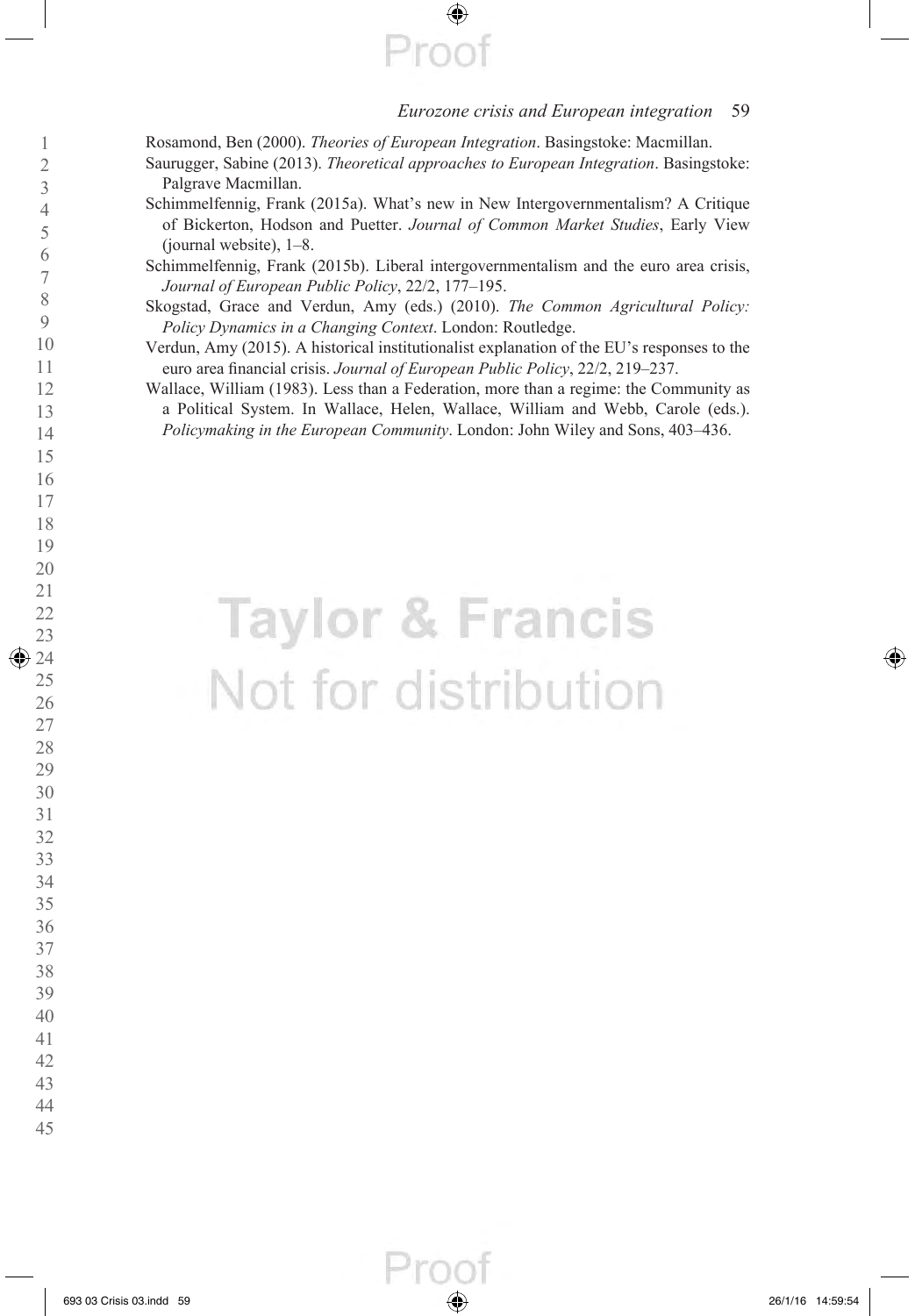Rosamond, Ben (2000). *Theories of European Integration*. Basingstoke: Macmillan.

Saurugger, Sabine (2013). *Theoretical approaches to European Integration*. Basingstoke: Palgrave Macmillan.

Schimmelfennig, Frank (2015a). What's new in New Intergovernmentalism? A Critique of Bickerton, Hodson and Puetter. *Journal of Common Market Studies*, Early View (journal website), 1–8.

Schimmelfennig, Frank (2015b). Liberal intergovernmentalism and the euro area crisis, *Journal of European Public Policy*, 22/2, 177–195.

Skogstad, Grace and Verdun, Amy (eds.) (2010). *The Common Agricultural Policy: Policy Dynamics in a Changing Context*. London: Routledge.

Verdun, Amy (2015). A historical institutionalist explanation of the EU's responses to the euro area financial crisis. *Journal of European Public Policy*, 22/2, 219–237.

Wallace, William (1983). Less than a Federation, more than a regime: the Community as a Political System. In Wallace, Helen, Wallace, William and Webb, Carole (eds.). *Policymaking in the European Community*. London: John Wiley and Sons, 403–436.